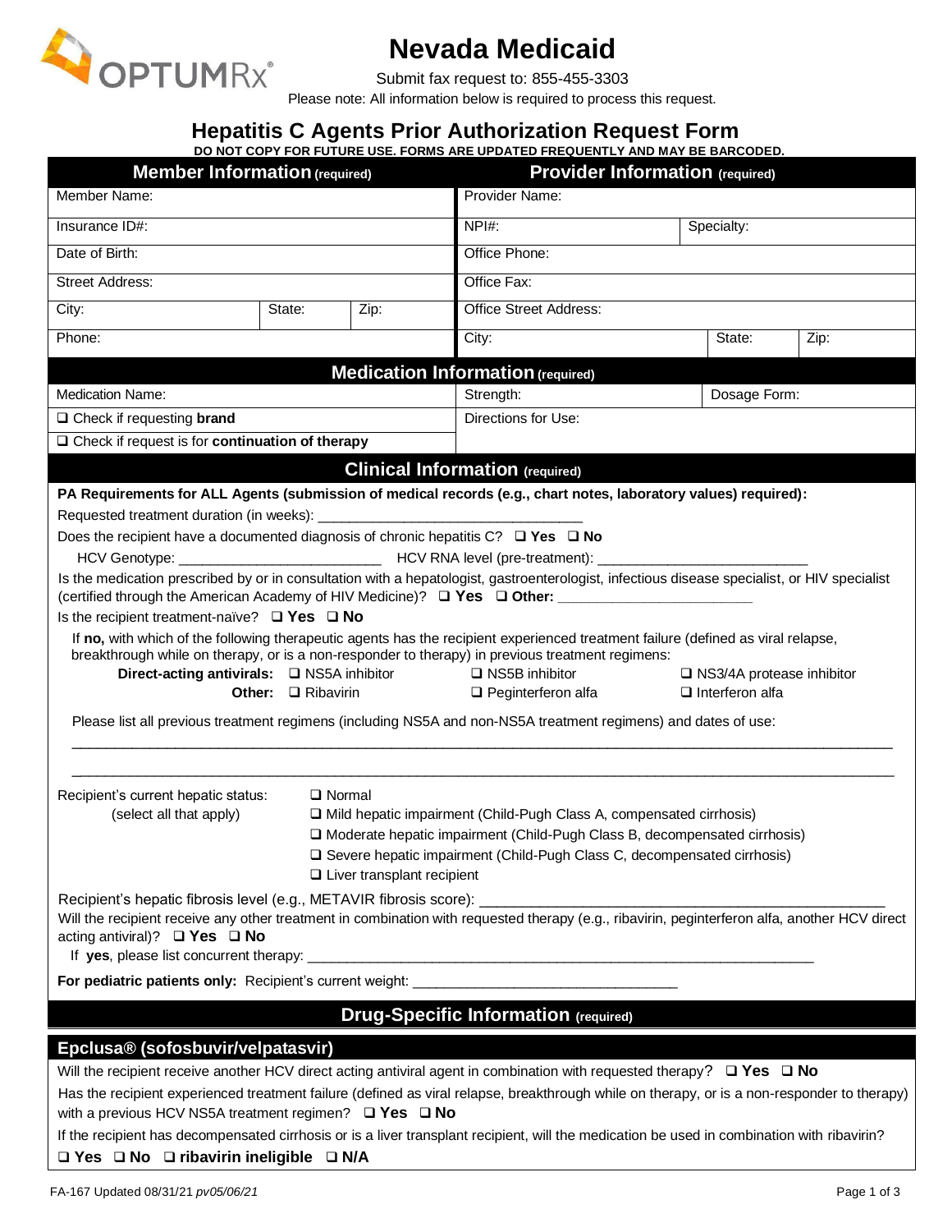# Nevada Medicaid

Submit fax request to: 855-455-3303

Please note: All information below is required to process this request.

## Hepatitis C Agents Prior Authorization Request Form

**DO NOT COPY FOR FUTURE USE. FORMS ARE UPDATED FREQUENTLY AND MAY BE BARCODED.**

| **Member Information (required)** | | | **Provider Information (required)** | | |
|---|---|---|---|---|---|
| Member Name: | | | Provider Name: | | |
| Insurance ID#: | | | NPI#: | Specialty: | |
| Date of Birth: | | | Office Phone: | | |
| Street Address: | | | Office Fax: | | |
| City: | State: | Zip: | Office Street Address: | | |
| Phone: | | | City: | State: | Zip: |

### Medication Information (required)

| | | |
|---|---|---|
| Medication Name: | Strength: | Dosage Form: |
| ❑ Check if requesting **brand** | Directions for Use: | |
| ❑ Check if request is for **continuation of therapy** | | |

### Clinical Information (required)

**PA Requirements for ALL Agents (submission of medical records (e.g., chart notes, laboratory values) required):**

Requested treatment duration (in weeks): ________________________________

Does the recipient have a documented diagnosis of chronic hepatitis C? ❑ **Yes** ❑ **No**

HCV Genotype: __________________________ HCV RNA level (pre-treatment): ___________________________

Is the medication prescribed by or in consultation with a hepatologist, gastroenterologist, infectious disease specialist, or HIV specialist (certified through the American Academy of HIV Medicine)? ❑ **Yes** ❑ **Other:** ________________________

Is the recipient treatment-naïve? ❑ **Yes** ❑ **No**

If **no,** with which of the following therapeutic agents has the recipient experienced treatment failure (defined as viral relapse, breakthrough while on therapy, or is a non-responder to therapy) in previous treatment regimens:

**Direct-acting antivirals:** ❑ NS5A inhibitor ❑ NS5B inhibitor ❑ NS3/4A protease inhibitor

**Other:** ❑ Ribavirin ❑ Peginterferon alfa ❑ Interferon alfa

Please list all previous treatment regimens (including NS5A and non-NS5A treatment regimens) and dates of use:

______________________________________________________________________________________________

______________________________________________________________________________________________

Recipient's current hepatic status: (select all that apply)

- ❑ Normal
- ❑ Mild hepatic impairment (Child-Pugh Class A, compensated cirrhosis)
- ❑ Moderate hepatic impairment (Child-Pugh Class B, decompensated cirrhosis)
- ❑ Severe hepatic impairment (Child-Pugh Class C, decompensated cirrhosis)
- ❑ Liver transplant recipient

Recipient's hepatic fibrosis level (e.g., METAVIR fibrosis score): ________________________________________________

Will the recipient receive any other treatment in combination with requested therapy (e.g., ribavirin, peginterferon alfa, another HCV direct acting antiviral)? ❑ **Yes** ❑ **No**

If **yes**, please list concurrent therapy: ____________________________________________________________________

**For pediatric patients only:** Recipient's current weight: _________________________________

### Drug-Specific Information (required)

#### Epclusa® (sofosbuvir/velpatasvir)

Will the recipient receive another HCV direct acting antiviral agent in combination with requested therapy? ❑ **Yes** ❑ **No**

Has the recipient experienced treatment failure (defined as viral relapse, breakthrough while on therapy, or is a non-responder to therapy) with a previous HCV NS5A treatment regimen? ❑ **Yes** ❑ **No**

If the recipient has decompensated cirrhosis or is a liver transplant recipient, will the medication be used in combination with ribavirin?

❑ **Yes** ❑ **No** ❑ **ribavirin ineligible** ❑ **N/A**

FA-167 Updated 08/31/21 *pv05/06/21*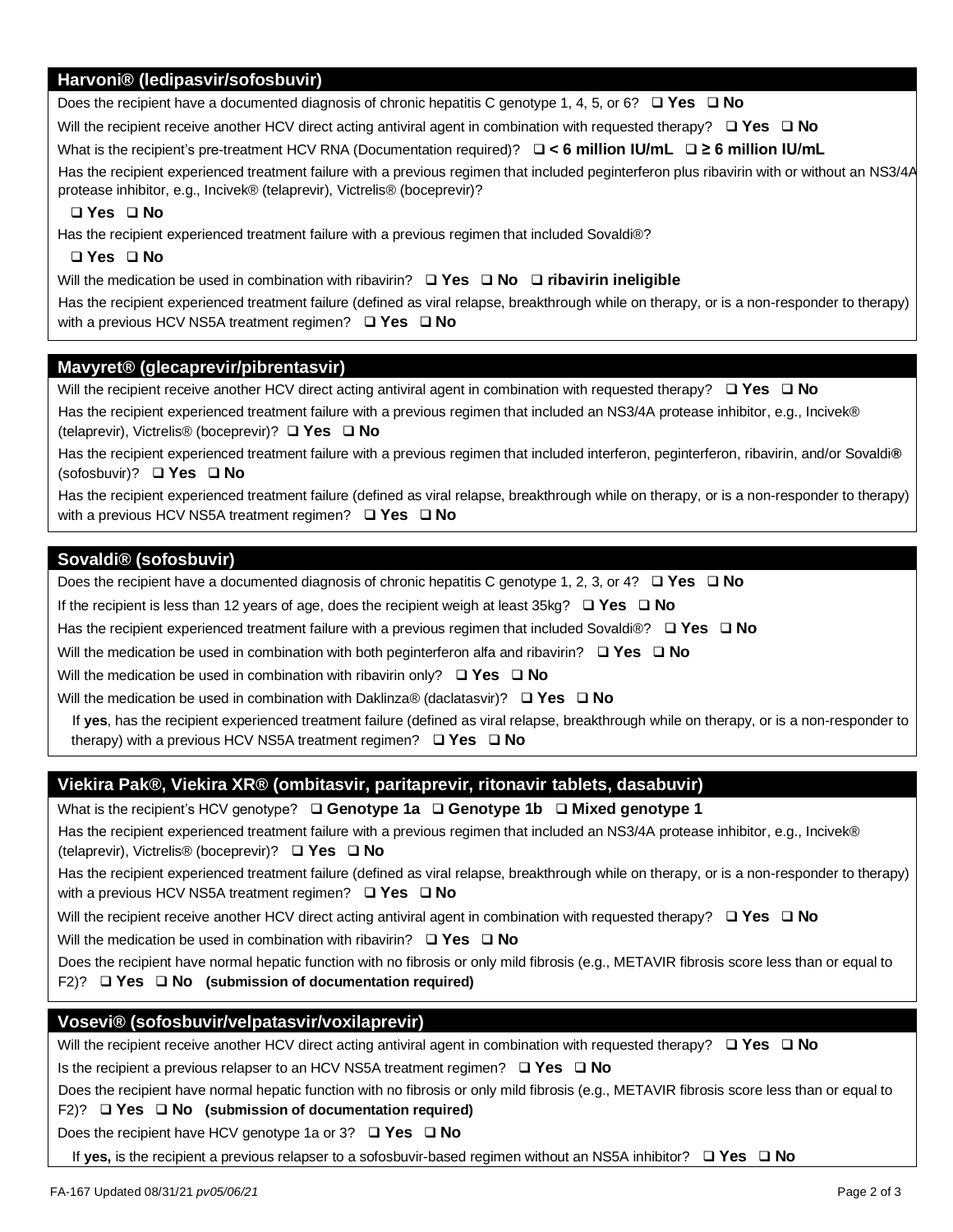## Harvoni® (ledipasvir/sofosbuvir)

Does the recipient have a documented diagnosis of chronic hepatitis C genotype 1, 4, 5, or 6? ❑ **Yes** ❑ **No**

Will the recipient receive another HCV direct acting antiviral agent in combination with requested therapy? ❑ **Yes** ❑ **No**

What is the recipient's pre-treatment HCV RNA (Documentation required)? ❑ **< 6 million IU/mL** ❑ **≥ 6 million IU/mL**

Has the recipient experienced treatment failure with a previous regimen that included peginterferon plus ribavirin with or without an NS3/4A protease inhibitor, e.g., Incivek® (telaprevir), Victrelis® (boceprevir)?

❑ **Yes** ❑ **No**

Has the recipient experienced treatment failure with a previous regimen that included Sovaldi®?

❑ **Yes** ❑ **No**

Will the medication be used in combination with ribavirin? ❑ **Yes** ❑ **No** ❑ **ribavirin ineligible**

Has the recipient experienced treatment failure (defined as viral relapse, breakthrough while on therapy, or is a non-responder to therapy) with a previous HCV NS5A treatment regimen? ❑ **Yes** ❑ **No**

## Mavyret® (glecaprevir/pibrentasvir)

Will the recipient receive another HCV direct acting antiviral agent in combination with requested therapy? ❑ **Yes** ❑ **No**

Has the recipient experienced treatment failure with a previous regimen that included an NS3/4A protease inhibitor, e.g., Incivek® (telaprevir), Victrelis® (boceprevir)? ❑ **Yes** ❑ **No**

Has the recipient experienced treatment failure with a previous regimen that included interferon, peginterferon, ribavirin, and/or Sovaldi® (sofosbuvir)? ❑ **Yes** ❑ **No**

Has the recipient experienced treatment failure (defined as viral relapse, breakthrough while on therapy, or is a non-responder to therapy) with a previous HCV NS5A treatment regimen? ❑ **Yes** ❑ **No**

## Sovaldi® (sofosbuvir)

Does the recipient have a documented diagnosis of chronic hepatitis C genotype 1, 2, 3, or 4? ❑ **Yes** ❑ **No**

If the recipient is less than 12 years of age, does the recipient weigh at least 35kg? ❑ **Yes** ❑ **No**

Has the recipient experienced treatment failure with a previous regimen that included Sovaldi®? ❑ **Yes** ❑ **No**

Will the medication be used in combination with both peginterferon alfa and ribavirin? ❑ **Yes** ❑ **No**

Will the medication be used in combination with ribavirin only? ❑ **Yes** ❑ **No**

Will the medication be used in combination with Daklinza® (daclatasvir)? ❑ **Yes** ❑ **No**

If **yes**, has the recipient experienced treatment failure (defined as viral relapse, breakthrough while on therapy, or is a non-responder to therapy) with a previous HCV NS5A treatment regimen? ❑ **Yes** ❑ **No**

## Viekira Pak®, Viekira XR® (ombitasvir, paritaprevir, ritonavir tablets, dasabuvir)

What is the recipient's HCV genotype? ❑ **Genotype 1a** ❑ **Genotype 1b** ❑ **Mixed genotype 1**

Has the recipient experienced treatment failure with a previous regimen that included an NS3/4A protease inhibitor, e.g., Incivek® (telaprevir), Victrelis® (boceprevir)? ❑ **Yes** ❑ **No**

Has the recipient experienced treatment failure (defined as viral relapse, breakthrough while on therapy, or is a non-responder to therapy) with a previous HCV NS5A treatment regimen? ❑ **Yes** ❑ **No**

Will the recipient receive another HCV direct acting antiviral agent in combination with requested therapy? ❑ **Yes** ❑ **No**

Will the medication be used in combination with ribavirin? ❑ **Yes** ❑ **No**

Does the recipient have normal hepatic function with no fibrosis or only mild fibrosis (e.g., METAVIR fibrosis score less than or equal to F2)? ❑ **Yes** ❑ **No** **(submission of documentation required)**

## Vosevi® (sofosbuvir/velpatasvir/voxilaprevir)

Will the recipient receive another HCV direct acting antiviral agent in combination with requested therapy? ❑ **Yes** ❑ **No**

Is the recipient a previous relapser to an HCV NS5A treatment regimen? ❑ **Yes** ❑ **No**

Does the recipient have normal hepatic function with no fibrosis or only mild fibrosis (e.g., METAVIR fibrosis score less than or equal to F2)? ❑ **Yes** ❑ **No** **(submission of documentation required)**

Does the recipient have HCV genotype 1a or 3? ❑ **Yes** ❑ **No**

If **yes,** is the recipient a previous relapser to a sofosbuvir-based regimen without an NS5A inhibitor? ❑ **Yes** ❑ **No**

FA-167 Updated 08/31/21 *pv05/06/21*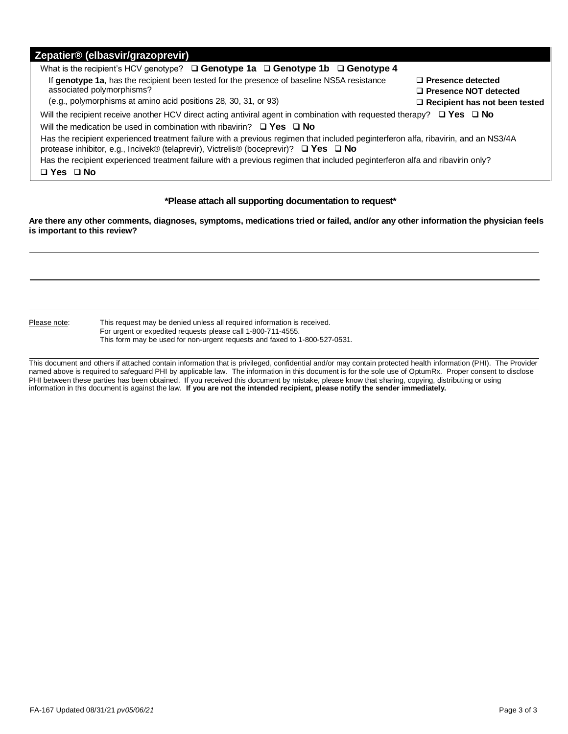## Zepatier® (elbasvir/grazoprevir)

What is the recipient's HCV genotype? ❑ **Genotype 1a** ❑ **Genotype 1b** ❑ **Genotype 4**

If **genotype 1a**, has the recipient been tested for the presence of baseline NS5A resistance associated polymorphisms?
(e.g., polymorphisms at amino acid positions 28, 30, 31, or 93)

❑ **Presence detected**
❑ **Presence NOT detected**
❑ **Recipient has not been tested**

Will the recipient receive another HCV direct acting antiviral agent in combination with requested therapy? ❑ **Yes** ❑ **No**

Will the medication be used in combination with ribavirin? ❑ **Yes** ❑ **No**

Has the recipient experienced treatment failure with a previous regimen that included peginterferon alfa, ribavirin, and an NS3/4A protease inhibitor, e.g., Incivek® (telaprevir), Victrelis® (boceprevir)? ❑ **Yes** ❑ **No**

Has the recipient experienced treatment failure with a previous regimen that included peginterferon alfa and ribavirin only?
❑ **Yes** ❑ **No**

**\*Please attach all supporting documentation to request\***

**Are there any other comments, diagnoses, symptoms, medications tried or failed, and/or any other information the physician feels is important to this review?**

---

---

---

Please note: This request may be denied unless all required information is received.
For urgent or expedited requests please call 1-800-711-4555.
This form may be used for non-urgent requests and faxed to 1-800-527-0531.

---

This document and others if attached contain information that is privileged, confidential and/or may contain protected health information (PHI). The Provider named above is required to safeguard PHI by applicable law. The information in this document is for the sole use of OptumRx. Proper consent to disclose PHI between these parties has been obtained. If you received this document by mistake, please know that sharing, copying, distributing or using information in this document is against the law. **If you are not the intended recipient, please notify the sender immediately.**

FA-167 Updated 08/31/21 *pv05/06/21*